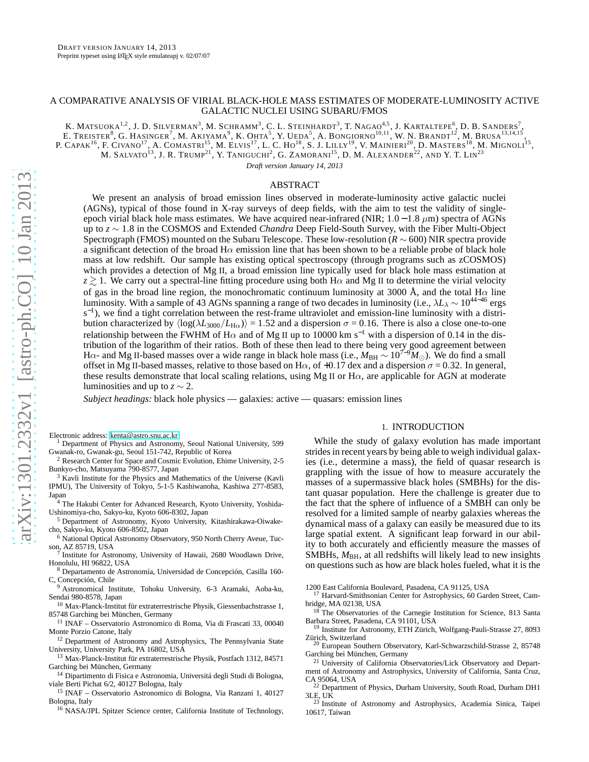# A COMPARATIVE ANALYSIS OF VIRIAL BLACK-HOLE MASS ESTIMATES OF MODERATE-LUMINOSITY ACTIVE GALACTIC NUCLEI USING SUBARU/FMOS

K. Matsuoka[1,2], J. D. Silverman[3], M. Schramm[3], C. L. Steinhardt[3], T. Nagao[4,5], J. Kartaltepe[6], D. B. Sanders[7], E. Treister[8], G. Hasinger[7], M. Akiyama[9], K. Ohta[5], Y. Ueda[5], A. Bongiorno[10,11], W. N. Brandt[12], M. Brusa[13,14,15], P. Capak[16], F. Civano[17], A. Comastri[15], M. Elvis[17], L. C. Ho[18], S. J. Lilly[19], V. Mainieri[20], D. Masters[18], M. Mignoli[15], M. Salvato[13], J. R. Trump[21], Y. Taniguchi[2], G. Zamorani[15], D. M. Alexander[22], and Y. T. Lin[23]

*Draft version January 14, 2013*

## ABSTRACT

We present an analysis of broad emission lines observed in moderate-luminosity active galactic nuclei (AGNs), typical of those found in X-ray surveys of deep fields, with the aim to test the validity of single-epoch virial black hole mass estimates. We have acquired near-infrared (NIR; $1.0-1.8\ \mu$m) spectra of AGNs up to $z\sim1.8$ in the COSMOS and Extended *Chandra* Deep Field-South Survey, with the Fiber Multi-Object Spectrograph (FMOS) mounted on the Subaru Telescope. These low-resolution ($R\sim600$) NIR spectra provide a significant detection of the broad H$\alpha$ emission line that has been shown to be a reliable probe of black hole mass at low redshift. Our sample has existing optical spectroscopy (through programs such as zCOSMOS) which provides a detection of Mg II, a broad emission line typically used for black hole mass estimation at $z\gtrsim1$. We carry out a spectral-line fitting procedure using both H$\alpha$ and Mg II to determine the virial velocity of gas in the broad line region, the monochromatic continuum luminosity at 3000 Å, and the total H$\alpha$ line luminosity. With a sample of 43 AGNs spanning a range of two decades in luminosity (i.e., $\lambda L_\lambda\sim10^{44-46}$ ergs s$^{-1}$), we find a tight correlation between the rest-frame ultraviolet and emission-line luminosity with a distribution characterized by $\langle\log(\lambda L_{3000}/L_{\mathrm{H}\alpha})\rangle=1.52$ and a dispersion $\sigma=0.16$. There is also a close one-to-one relationship between the FWHM of H$\alpha$ and of Mg II up to 10000 km s$^{-1}$ with a dispersion of 0.14 in the distribution of the logarithm of their ratios. Both of these then lead to there being very good agreement between H$\alpha$- and Mg II-based masses over a wide range in black hole mass (i.e., $M_{\mathrm{BH}}\sim10^{7-9}M_\odot$). We do find a small offset in Mg II-based masses, relative to those based on H$\alpha$, of $+0.17$ dex and a dispersion $\sigma=0.32$. In general, these results demonstrate that local scaling relations, using Mg II or H$\alpha$, are applicable for AGN at moderate luminosities and up to $z\sim2$.

*Subject headings:* black hole physics — galaxies: active — quasars: emission lines

## 1. INTRODUCTION

While the study of galaxy evolution has made important strides in recent years by being able to weigh individual galaxies (i.e., determine a mass), the field of quasar research is grappling with the issue of how to measure accurately the masses of a supermassive black holes (SMBHs) for the distant quasar population. Here the challenge is greater due to the fact that the sphere of influence of a SMBH can only be resolved for a limited sample of nearby galaxies whereas the dynamical mass of a galaxy can easily be measured due to its large spatial extent. A significant leap forward in our ability to both accurately and efficiently measure the masses of SMBHs, $M_{\mathrm{BH}}$, at all redshifts will likely lead to new insights on questions such as how are black holes fueled, what it is the

Electronic address: kenta@astro.snu.ac.kr

[1] Department of Physics and Astronomy, Seoul National University, 599 Gwanak-ro, Gwanak-gu, Seoul 151-742, Republic of Korea
[2] Research Center for Space and Cosmic Evolution, Ehime University, 2-5 Bunkyo-cho, Matsuyama 790-8577, Japan
[3] Kavli Institute for the Physics and Mathematics of the Universe (Kavli IPMU), The University of Tokyo, 5-1-5 Kashiwanoha, Kashiwa 277-8583, Japan
[4] The Hakubi Center for Advanced Research, Kyoto University, Yoshida-Ushinomiya-cho, Sakyo-ku, Kyoto 606-8302, Japan
[5] Department of Astronomy, Kyoto University, Kitashirakawa-Oiwake-cho, Sakyo-ku, Kyoto 606-8502, Japan
[6] National Optical Astronomy Observatory, 950 North Cherry Aveue, Tucson, AZ 85719, USA
[7] Institute for Astronomy, University of Hawaii, 2680 Woodlawn Drive, Honolulu, HI 96822, USA
[8] Departamento de Astronomía, Universidad de Concepción, Casilla 160-C, Concepción, Chile
[9] Astronomical Institute, Tohoku University, 6-3 Aramaki, Aoba-ku, Sendai 980-8578, Japan
[10] Max-Planck-Institut für extraterrestrische Physik, Giessenbachstrasse 1, 85748 Garching bei München, Germany
[11] INAF – Osservatorio Astronomico di Roma, Via di Frascati 33, 00040 Monte Porzio Catone, Italy
[12] Department of Astronomy and Astrophysics, The Pennsylvania State University, University Park, PA 16802, USA
[13] Max-Planck-Institut für extraterrestrische Physik, Postfach 1312, 84571 Garching bei München, Germany
[14] Dipartimento di Fisica e Astronomia, Universitá degli Studi di Bologna, viale Berti Pichat 6/2, 40127 Bologna, Italy
[15] INAF – Osservatorio Astronomico di Bologna, Via Ranzani 1, 40127 Bologna, Italy
[16] NASA/JPL Spitzer Science center, California Institute of Technology, 1200 East California Boulevard, Pasadena, CA 91125, USA
[17] Harvard-Smithsonian Center for Astrophysics, 60 Garden Street, Cambridge, MA 02138, USA
[18] The Observatories of the Carnegie Institution for Science, 813 Santa Barbara Street, Pasadena, CA 91101, USA
[19] Institute for Astronomy, ETH Zürich, Wolfgang-Pauli-Strasse 27, 8093 Zürich, Switzerland
[20] European Southern Observatory, Karl-Schwarzschild-Strasse 2, 85748 Garching bei München, Germany
[21] University of California Observatories/Lick Observatory and Department of Astronomy and Astrophysics, University of California, Santa Cruz, CA 95064, USA
[22] Department of Physics, Durham University, South Road, Durham DH1 3LE, UK
[23] Institute of Astronomy and Astrophysics, Academia Sinica, Taipei 10617, Taiwan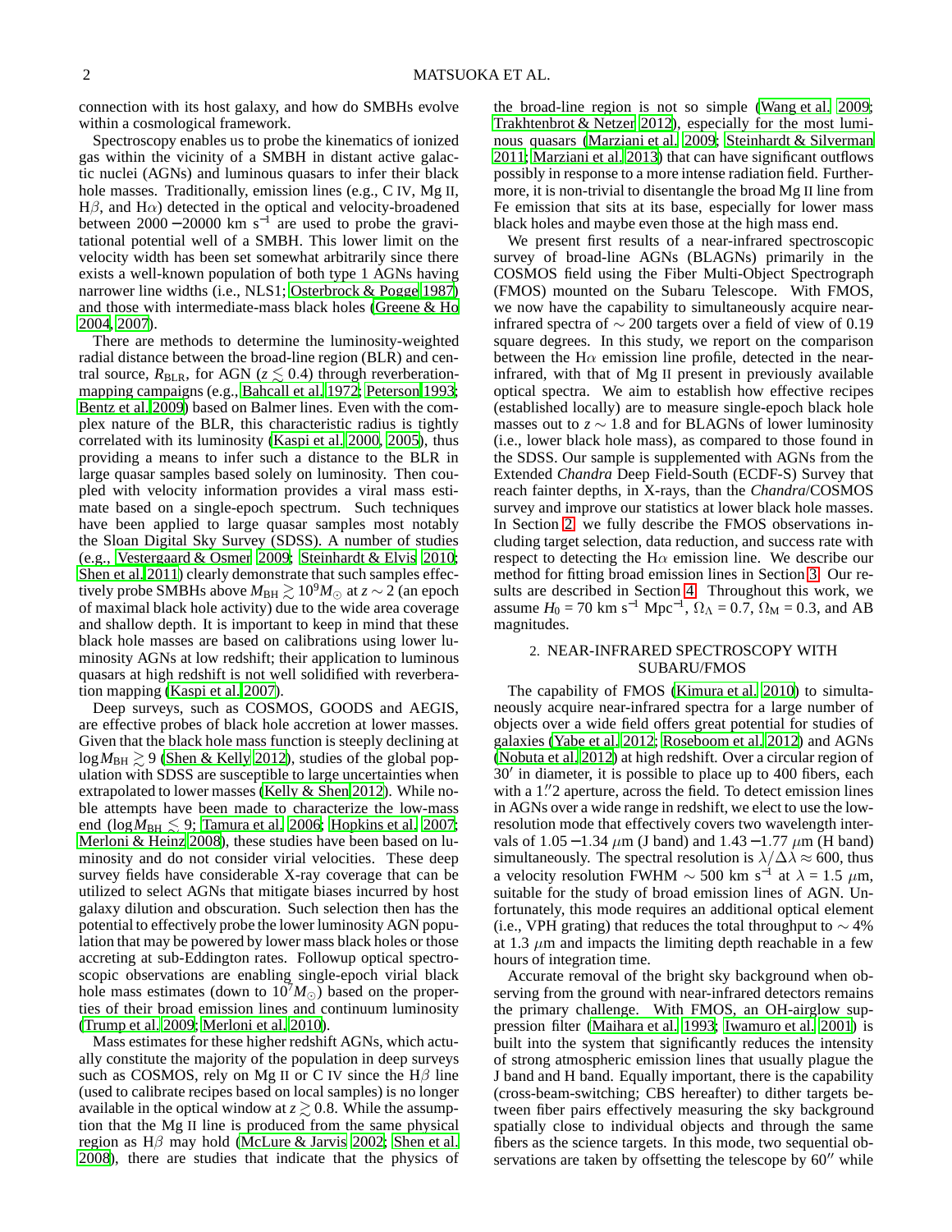connection with its host galaxy, and how do SMBHs evolve within a cosmological framework.

Spectroscopy enables us to probe the kinematics of ionized gas within the vicinity of a SMBH in distant active galactic nuclei (AGNs) and luminous quasars to infer their black hole masses. Traditionally, emission lines (e.g., C IV, Mg II, H$\beta$, and H$\alpha$) detected in the optical and velocity-broadened between $2000-20000$ km s$^{-1}$ are used to probe the gravitational potential well of a SMBH. This lower limit on the velocity width has been set somewhat arbitrarily since there exists a well-known population of both type 1 AGNs having narrower line widths (i.e., NLS1; Osterbrock & Pogge 1987) and those with intermediate-mass black holes (Greene & Ho 2004, 2007).

There are methods to determine the luminosity-weighted radial distance between the broad-line region (BLR) and central source, $R_{\rm BLR}$, for AGN ($z \lesssim 0.4$) through reverberation-mapping campaigns (e.g., Bahcall et al. 1972; Peterson 1993; Bentz et al. 2009) based on Balmer lines. Even with the complex nature of the BLR, this characteristic radius is tightly correlated with its luminosity (Kaspi et al. 2000, 2005), thus providing a means to infer such a distance to the BLR in large quasar samples based solely on luminosity. Then coupled with velocity information provides a viral mass estimate based on a single-epoch spectrum. Such techniques have been applied to large quasar samples most notably the Sloan Digital Sky Survey (SDSS). A number of studies (e.g., Vestergaard & Osmer 2009; Steinhardt & Elvis 2010; Shen et al. 2011) clearly demonstrate that such samples effectively probe SMBHs above $M_{\rm BH} \gtrsim 10^9 M_\odot$ at $z \sim 2$ (an epoch of maximal black hole activity) due to the wide area coverage and shallow depth. It is important to keep in mind that these black hole masses are based on calibrations using lower luminosity AGNs at low redshift; their application to luminous quasars at high redshift is not well solidified with reverberation mapping (Kaspi et al. 2007).

Deep surveys, such as COSMOS, GOODS and AEGIS, are effective probes of black hole accretion at lower masses. Given that the black hole mass function is steeply declining at $\log M_{\rm BH} \gtrsim 9$ (Shen & Kelly 2012), studies of the global population with SDSS are susceptible to large uncertainties when extrapolated to lower masses (Kelly & Shen 2012). While noble attempts have been made to characterize the low-mass end ($\log M_{\rm BH} \lesssim 9$; Tamura et al. 2006; Hopkins et al. 2007; Merloni & Heinz 2008), these studies have been based on luminosity and do not consider virial velocities. These deep survey fields have considerable X-ray coverage that can be utilized to select AGNs that mitigate biases incurred by host galaxy dilution and obscuration. Such selection then has the potential to effectively probe the lower luminosity AGN population that may be powered by lower mass black holes or those accreting at sub-Eddington rates. Followup optical spectroscopic observations are enabling single-epoch virial black hole mass estimates (down to $10^7 M_\odot$) based on the properties of their broad emission lines and continuum luminosity (Trump et al. 2009; Merloni et al. 2010).

Mass estimates for these higher redshift AGNs, which actually constitute the majority of the population in deep surveys such as COSMOS, rely on Mg II or C IV since the H$\beta$ line (used to calibrate recipes based on local samples) is no longer available in the optical window at $z \gtrsim 0.8$. While the assumption that the Mg II line is produced from the same physical region as H$\beta$ may hold (McLure & Jarvis 2002; Shen et al. 2008), there are studies that indicate that the physics of the broad-line region is not so simple (Wang et al. 2009; Trakhtenbrot & Netzer 2012), especially for the most luminous quasars (Marziani et al. 2009; Steinhardt & Silverman 2011; Marziani et al. 2013) that can have significant outflows possibly in response to a more intense radiation field. Furthermore, it is non-trivial to disentangle the broad Mg II line from Fe emission that sits at its base, especially for lower mass black holes and maybe even those at the high mass end.

We present first results of a near-infrared spectroscopic survey of broad-line AGNs (BLAGNs) primarily in the COSMOS field using the Fiber Multi-Object Spectrograph (FMOS) mounted on the Subaru Telescope. With FMOS, we now have the capability to simultaneously acquire near-infrared spectra of $\sim 200$ targets over a field of view of 0.19 square degrees. In this study, we report on the comparison between the H$\alpha$ emission line profile, detected in the near-infrared, with that of Mg II present in previously available optical spectra. We aim to establish how effective recipes (established locally) are to measure single-epoch black hole masses out to $z \sim 1.8$ and for BLAGNs of lower luminosity (i.e., lower black hole mass), as compared to those found in the SDSS. Our sample is supplemented with AGNs from the Extended *Chandra* Deep Field-South (ECDF-S) Survey that reach fainter depths, in X-rays, than the *Chandra*/COSMOS survey and improve our statistics at lower black hole masses. In Section 2, we fully describe the FMOS observations including target selection, data reduction, and success rate with respect to detecting the H$\alpha$ emission line. We describe our method for fitting broad emission lines in Section 3. Our results are described in Section 4. Throughout this work, we assume $H_0 = 70$ km s$^{-1}$ Mpc$^{-1}$, $\Omega_\Lambda = 0.7$, $\Omega_{\rm M} = 0.3$, and AB magnitudes.

## 2. NEAR-INFRARED SPECTROSCOPY WITH SUBARU/FMOS

The capability of FMOS (Kimura et al. 2010) to simultaneously acquire near-infrared spectra for a large number of objects over a wide field offers great potential for studies of galaxies (Yabe et al. 2012; Roseboom et al. 2012) and AGNs (Nobuta et al. 2012) at high redshift. Over a circular region of $30'$ in diameter, it is possible to place up to 400 fibers, each with a $1.''2$ aperture, across the field. To detect emission lines in AGNs over a wide range in redshift, we elect to use the low-resolution mode that effectively covers two wavelength intervals of $1.05-1.34$ $\mu$m (J band) and $1.43-1.77$ $\mu$m (H band) simultaneously. The spectral resolution is $\lambda/\Delta\lambda \approx 600$, thus a velocity resolution FWHM $\sim 500$ km s$^{-1}$ at $\lambda = 1.5$ $\mu$m, suitable for the study of broad emission lines of AGN. Unfortunately, this mode requires an additional optical element (i.e., VPH grating) that reduces the total throughput to $\sim 4\%$ at 1.3 $\mu$m and impacts the limiting depth reachable in a few hours of integration time.

Accurate removal of the bright sky background when observing from the ground with near-infrared detectors remains the primary challenge. With FMOS, an OH-airglow suppression filter (Maihara et al. 1993; Iwamuro et al. 2001) is built into the system that significantly reduces the intensity of strong atmospheric emission lines that usually plague the J band and H band. Equally important, there is the capability (cross-beam-switching; CBS hereafter) to dither targets between fiber pairs effectively measuring the sky background spatially close to individual objects and through the same fibers as the science targets. In this mode, two sequential observations are taken by offsetting the telescope by $60''$ while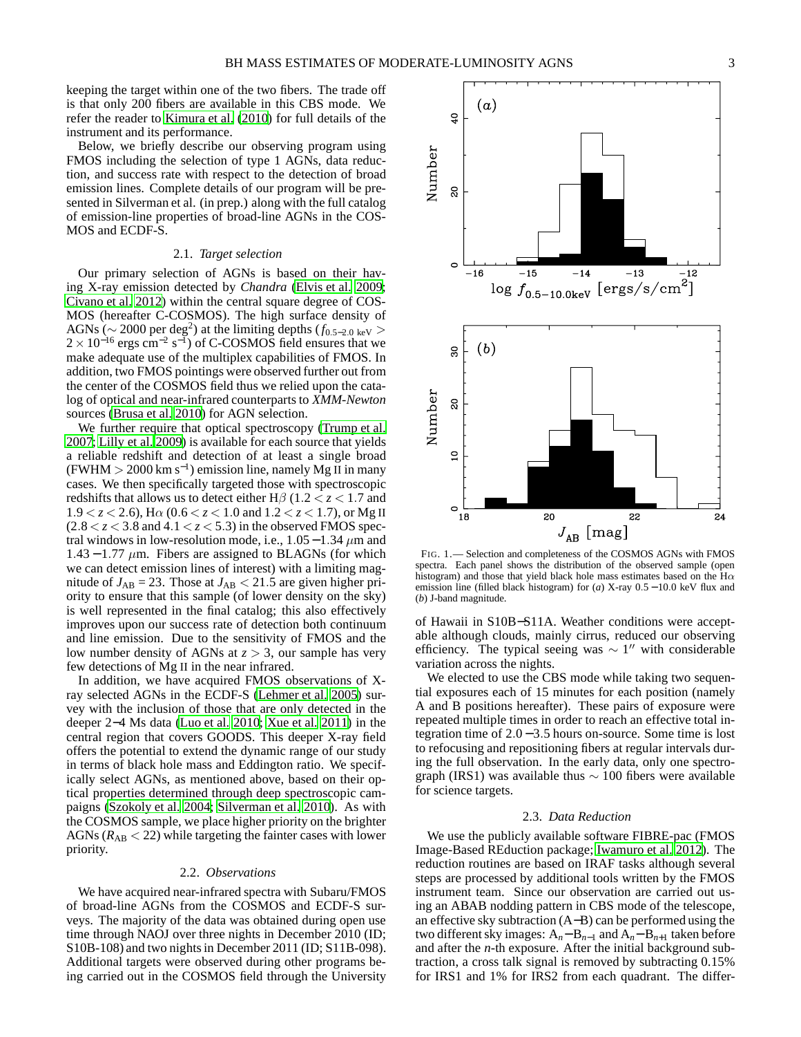keeping the target within one of the two fibers. The trade off is that only 200 fibers are available in this CBS mode. We refer the reader to Kimura et al. (2010) for full details of the instrument and its performance.

Below, we briefly describe our observing program using FMOS including the selection of type 1 AGNs, data reduction, and success rate with respect to the detection of broad emission lines. Complete details of our program will be presented in Silverman et al. (in prep.) along with the full catalog of emission-line properties of broad-line AGNs in the COSMOS and ECDF-S.

### 2.1. *Target selection*

Our primary selection of AGNs is based on their having X-ray emission detected by *Chandra* (Elvis et al. 2009; Civano et al. 2012) within the central square degree of COSMOS (hereafter C-COSMOS). The high surface density of AGNs ($\sim 2000$ per deg$^2$) at the limiting depths ($f_{0.5-2.0\ \mathrm{keV}} > 2\times10^{-16}$ ergs cm$^{-2}$ s$^{-1}$) of C-COSMOS field ensures that we make adequate use of the multiplex capabilities of FMOS. In addition, two FMOS pointings were observed further out from the center of the COSMOS field thus we relied upon the catalog of optical and near-infrared counterparts to *XMM-Newton* sources (Brusa et al. 2010) for AGN selection.

We further require that optical spectroscopy (Trump et al. 2007; Lilly et al. 2009) is available for each source that yields a reliable redshift and detection of at least a single broad (FWHM $> 2000$ km s$^{-1}$) emission line, namely Mg II in many cases. We then specifically targeted those with spectroscopic redshifts that allows us to detect either H$\beta$ ($1.2 < z < 1.7$ and $1.9 < z < 2.6$), H$\alpha$ ($0.6 < z < 1.0$ and $1.2 < z < 1.7$), or Mg II ($2.8 < z < 3.8$ and $4.1 < z < 5.3$) in the observed FMOS spectral windows in low-resolution mode, i.e., $1.05-1.34$ $\mu$m and $1.43-1.77$ $\mu$m. Fibers are assigned to BLAGNs (for which we can detect emission lines of interest) with a limiting magnitude of $J_{\mathrm{AB}} = 23$. Those at $J_{\mathrm{AB}} < 21.5$ are given higher priority to ensure that this sample (of lower density on the sky) is well represented in the final catalog; this also effectively improves upon our success rate of detection both continuum and line emission. Due to the sensitivity of FMOS and the low number density of AGNs at $z > 3$, our sample has very few detections of Mg II in the near infrared.

In addition, we have acquired FMOS observations of X-ray selected AGNs in the ECDF-S (Lehmer et al. 2005) survey with the inclusion of those that are only detected in the deeper 2−4 Ms data (Luo et al. 2010; Xue et al. 2011) in the central region that covers GOODS. This deeper X-ray field offers the potential to extend the dynamic range of our study in terms of black hole mass and Eddington ratio. We specifically select AGNs, as mentioned above, based on their optical properties determined through deep spectroscopic campaigns (Szokoly et al. 2004; Silverman et al. 2010). As with the COSMOS sample, we place higher priority on the brighter AGNs ($R_{\mathrm{AB}} < 22$) while targeting the fainter cases with lower priority.

### 2.2. *Observations*

We have acquired near-infrared spectra with Subaru/FMOS of broad-line AGNs from the COSMOS and ECDF-S surveys. The majority of the data was obtained during open use time through NAOJ over three nights in December 2010 (ID; S10B-108) and two nights in December 2011 (ID; S11B-098). Additional targets were observed during other programs being carried out in the COSMOS field through the University of Hawaii in S10B−S11A. Weather conditions were acceptable although clouds, mainly cirrus, reduced our observing efficiency. The typical seeing was $\sim 1''$ with considerable variation across the nights.

FIG. 1.— Selection and completeness of the COSMOS AGNs with FMOS spectra. Each panel shows the distribution of the observed sample (open histogram) and those that yield black hole mass estimates based on the H$\alpha$ emission line (filled black histogram) for (*a*) X-ray 0.5 −10.0 keV flux and (*b*) J-band magnitude.

We elected to use the CBS mode while taking two sequential exposures each of 15 minutes for each position (namely A and B positions hereafter). These pairs of exposure were repeated multiple times in order to reach an effective total integration time of $2.0-3.5$ hours on-source. Some time is lost to refocusing and repositioning fibers at regular intervals during the full observation. In the early data, only one spectrograph (IRS1) was available thus $\sim 100$ fibers were available for science targets.

### 2.3. *Data Reduction*

We use the publicly available software FIBRE-pac (FMOS Image-Based REduction package; Iwamuro et al. 2012). The reduction routines are based on IRAF tasks although several steps are processed by additional tools written by the FMOS instrument team. Since our observation are carried out using an ABAB nodding pattern in CBS mode of the telescope, an effective sky subtraction (A−B) can be performed using the two different sky images: $\mathrm{A}_n-\mathrm{B}_{n-1}$ and $\mathrm{A}_n-\mathrm{B}_{n+1}$ taken before and after the $n$-th exposure. After the initial background subtraction, a cross talk signal is removed by subtracting 0.15% for IRS1 and 1% for IRS2 from each quadrant. The differ-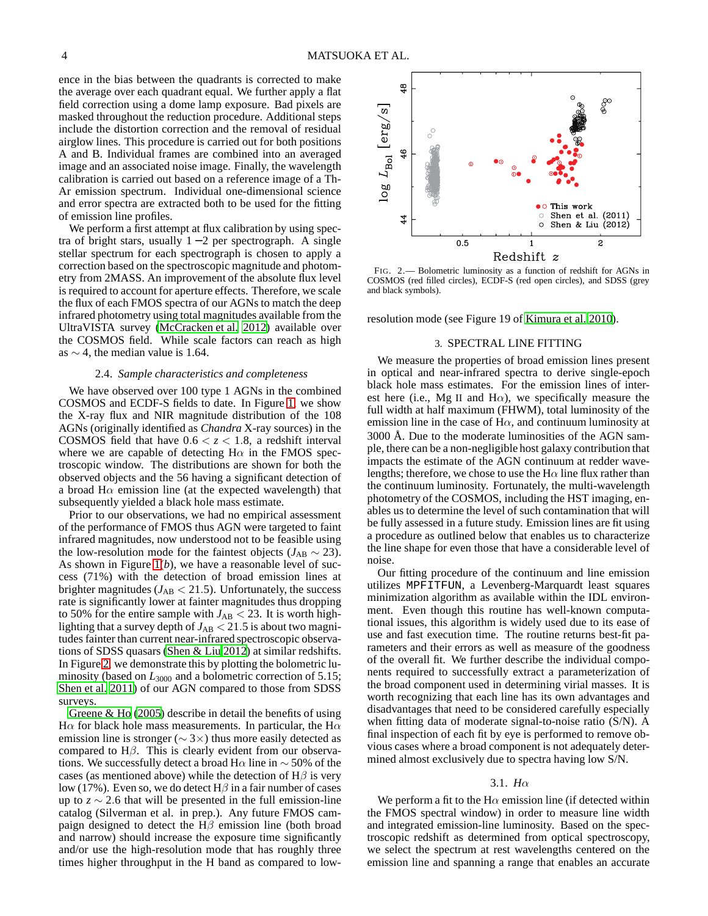ence in the bias between the quadrants is corrected to make the average over each quadrant equal. We further apply a flat field correction using a dome lamp exposure. Bad pixels are masked throughout the reduction procedure. Additional steps include the distortion correction and the removal of residual airglow lines. This procedure is carried out for both positions A and B. Individual frames are combined into an averaged image and an associated noise image. Finally, the wavelength calibration is carried out based on a reference image of a Th-Ar emission spectrum. Individual one-dimensional science and error spectra are extracted both to be used for the fitting of emission line profiles.

We perform a first attempt at flux calibration by using spectra of bright stars, usually $1-2$ per spectrograph. A single stellar spectrum for each spectrograph is chosen to apply a correction based on the spectroscopic magnitude and photometry from 2MASS. An improvement of the absolute flux level is required to account for aperture effects. Therefore, we scale the flux of each FMOS spectra of our AGNs to match the deep infrared photometry using total magnitudes available from the UltraVISTA survey (McCracken et al. 2012) available over the COSMOS field. While scale factors can reach as high as $\sim 4$, the median value is 1.64.

### 2.4. *Sample characteristics and completeness*

We have observed over 100 type 1 AGNs in the combined COSMOS and ECDF-S fields to date. In Figure 1, we show the X-ray flux and NIR magnitude distribution of the 108 AGNs (originally identified as *Chandra* X-ray sources) in the COSMOS field that have $0.6 < z < 1.8$, a redshift interval where we are capable of detecting H$\alpha$ in the FMOS spectroscopic window. The distributions are shown for both the observed objects and the 56 having a significant detection of a broad H$\alpha$ emission line (at the expected wavelength) that subsequently yielded a black hole mass estimate.

Prior to our observations, we had no empirical assessment of the performance of FMOS thus AGN were targeted to faint infrared magnitudes, now understood not to be feasible using the low-resolution mode for the faintest objects ($J_{\rm AB} \sim 23$). As shown in Figure 1(*b*), we have a reasonable level of success (71%) with the detection of broad emission lines at brighter magnitudes ($J_{\rm AB} < 21.5$). Unfortunately, the success rate is significantly lower at fainter magnitudes thus dropping to 50% for the entire sample with $J_{\rm AB} < 23$. It is worth highlighting that a survey depth of $J_{\rm AB} < 21.5$ is about two magnitudes fainter than current near-infrared spectroscopic observations of SDSS quasars (Shen & Liu 2012) at similar redshifts. In Figure 2, we demonstrate this by plotting the bolometric luminosity (based on $L_{3000}$ and a bolometric correction of 5.15; Shen et al. 2011) of our AGN compared to those from SDSS surveys.

Greene & Ho (2005) describe in detail the benefits of using H$\alpha$ for black hole mass measurements. In particular, the H$\alpha$ emission line is stronger ($\sim 3\times$) thus more easily detected as compared to H$\beta$. This is clearly evident from our observations. We successfully detect a broad H$\alpha$ line in $\sim 50$% of the cases (as mentioned above) while the detection of H$\beta$ is very low (17%). Even so, we do detect H$\beta$ in a fair number of cases up to $z \sim 2.6$ that will be presented in the full emission-line catalog (Silverman et al. in prep.). Any future FMOS campaign designed to detect the H$\beta$ emission line (both broad and narrow) should increase the exposure time significantly and/or use the high-resolution mode that has roughly three times higher throughput in the H band as compared to low-resolution mode (see Figure 19 of Kimura et al. 2010).

FIG. 2.— Bolometric luminosity as a function of redshift for AGNs in COSMOS (red filled circles), ECDF-S (red open circles), and SDSS (grey and black symbols).

## 3. SPECTRAL LINE FITTING

We measure the properties of broad emission lines present in optical and near-infrared spectra to derive single-epoch black hole mass estimates. For the emission lines of interest here (i.e., Mg II and H$\alpha$), we specifically measure the full width at half maximum (FWHM), total luminosity of the emission line in the case of H$\alpha$, and continuum luminosity at 3000 Å. Due to the moderate luminosities of the AGN sample, there can be a non-negligible host galaxy contribution that impacts the estimate of the AGN continuum at redder wavelengths; therefore, we chose to use the H$\alpha$ line flux rather than the continuum luminosity. Fortunately, the multi-wavelength photometry of the COSMOS, including the HST imaging, enables us to determine the level of such contamination that will be fully assessed in a future study. Emission lines are fit using a procedure as outlined below that enables us to characterize the line shape for even those that have a considerable level of noise.

Our fitting procedure of the continuum and line emission utilizes `MPFITFUN`, a Levenberg-Marquardt least squares minimization algorithm as available within the IDL environment. Even though this routine has well-known computational issues, this algorithm is widely used due to its ease of use and fast execution time. The routine returns best-fit parameters and their errors as well as measure of the goodness of the overall fit. We further describe the individual components required to successfully extract a parameterization of the broad component used in determining virial masses. It is worth recognizing that each line has its own advantages and disadvantages that need to be considered carefully especially when fitting data of moderate signal-to-noise ratio (S/N). A final inspection of each fit by eye is performed to remove obvious cases where a broad component is not adequately determined almost exclusively due to spectra having low S/N.

### 3.1. *H$\alpha$*

We perform a fit to the H$\alpha$ emission line (if detected within the FMOS spectral window) in order to measure line width and integrated emission-line luminosity. Based on the spectroscopic redshift as determined from optical spectroscopy, we select the spectrum at rest wavelengths centered on the emission line and spanning a range that enables an accurate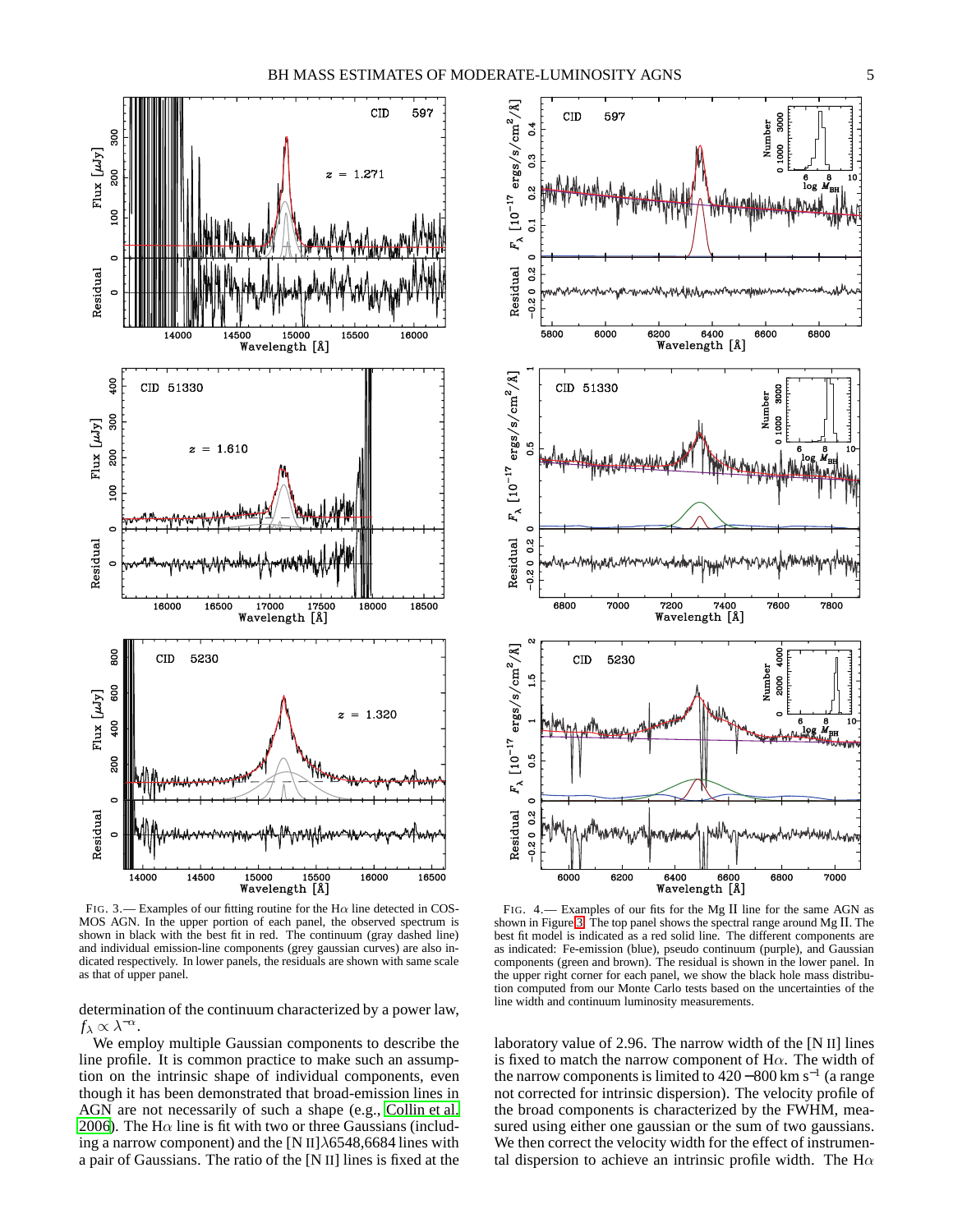FIG. 3.— Examples of our fitting routine for the H$\alpha$ line detected in COSMOS AGN. In the upper portion of each panel, the observed spectrum is shown in black with the best fit in red. The continuum (gray dashed line) and individual emission-line components (grey gaussian curves) are also indicated respectively. In lower panels, the residuals are shown with same scale as that of upper panel.

FIG. 4.— Examples of our fits for the Mg II line for the same AGN as shown in Figure 3. The top panel shows the spectral range around Mg II. The best fit model is indicated as a red solid line. The different components are as indicated: Fe-emission (blue), pseudo continuum (purple), and Gaussian components (green and brown). The residual is shown in the lower panel. In the upper right corner for each panel, we show the black hole mass distribution computed from our Monte Carlo tests based on the uncertainties of the line width and continuum luminosity measurements.

determination of the continuum characterized by a power law, $f_\lambda \propto \lambda^{-\alpha}$.

We employ multiple Gaussian components to describe the line profile. It is common practice to make such an assumption on the intrinsic shape of individual components, even though it has been demonstrated that broad-emission lines in AGN are not necessarily of such a shape (e.g., Collin et al. 2006). The H$\alpha$ line is fit with two or three Gaussians (including a narrow component) and the [N II]$\lambda$6548,6684 lines with a pair of Gaussians. The ratio of the [N II] lines is fixed at the laboratory value of 2.96. The narrow width of the [N II] lines is fixed to match the narrow component of H$\alpha$. The width of the narrow components is limited to 420 −800 km s$^{-1}$ (a range not corrected for intrinsic dispersion). The velocity profile of the broad components is characterized by the FWHM, measured using either one gaussian or the sum of two gaussians. We then correct the velocity width for the effect of instrumental dispersion to achieve an intrinsic profile width. The H$\alpha$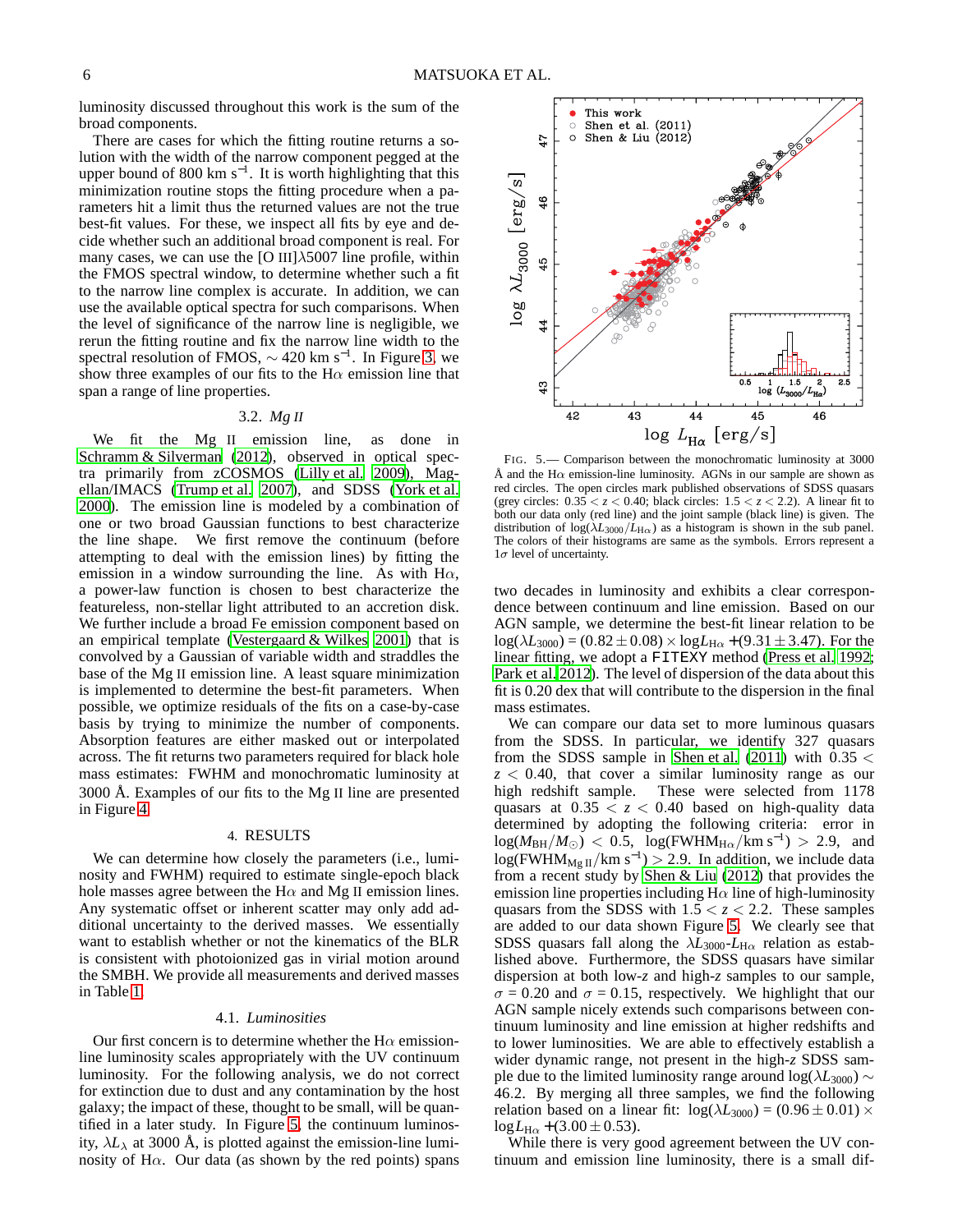luminosity discussed throughout this work is the sum of the broad components.

There are cases for which the fitting routine returns a solution with the width of the narrow component pegged at the upper bound of 800 km s$^{-1}$. It is worth highlighting that this minimization routine stops the fitting procedure when a parameters hit a limit thus the returned values are not the true best-fit values. For these, we inspect all fits by eye and decide whether such an additional broad component is real. For many cases, we can use the [O III]$\lambda$5007 line profile, within the FMOS spectral window, to determine whether such a fit to the narrow line complex is accurate. In addition, we can use the available optical spectra for such comparisons. When the level of significance of the narrow line is negligible, we rerun the fitting routine and fix the narrow line width to the spectral resolution of FMOS, $\sim$ 420 km s$^{-1}$. In Figure 3, we show three examples of our fits to the H$\alpha$ emission line that span a range of line properties.

### 3.2. *Mg II*

We fit the Mg II emission line, as done in Schramm & Silverman (2012), observed in optical spectra primarily from zCOSMOS (Lilly et al. 2009), Magellan/IMACS (Trump et al. 2007), and SDSS (York et al. 2000). The emission line is modeled by a combination of one or two broad Gaussian functions to best characterize the line shape. We first remove the continuum (before attempting to deal with the emission lines) by fitting the emission in a window surrounding the line. As with H$\alpha$, a power-law function is chosen to best characterize the featureless, non-stellar light attributed to an accretion disk. We further include a broad Fe emission component based on an empirical template (Vestergaard & Wilkes 2001) that is convolved by a Gaussian of variable width and straddles the base of the Mg II emission line. A least square minimization is implemented to determine the best-fit parameters. When possible, we optimize residuals of the fits on a case-by-case basis by trying to minimize the number of components. Absorption features are either masked out or interpolated across. The fit returns two parameters required for black hole mass estimates: FWHM and monochromatic luminosity at 3000 Å. Examples of our fits to the Mg II line are presented in Figure 4.

## 4. RESULTS

We can determine how closely the parameters (i.e., luminosity and FWHM) required to estimate single-epoch black hole masses agree between the H$\alpha$ and Mg II emission lines. Any systematic offset or inherent scatter may only add additional uncertainty to the derived masses. We essentially want to establish whether or not the kinematics of the BLR is consistent with photoionized gas in virial motion around the SMBH. We provide all measurements and derived masses in Table 1.

### 4.1. *Luminosities*

Our first concern is to determine whether the H$\alpha$ emission-line luminosity scales appropriately with the UV continuum luminosity. For the following analysis, we do not correct for extinction due to dust and any contamination by the host galaxy; the impact of these, thought to be small, will be quantified in a later study. In Figure 5, the continuum luminosity, $\lambda L_\lambda$ at 3000 Å, is plotted against the emission-line luminosity of H$\alpha$. Our data (as shown by the red points) spans two decades in luminosity and exhibits a clear correspondence between continuum and line emission. Based on our AGN sample, we determine the best-fit linear relation to be $\log(\lambda L_{3000}) = (0.82\pm0.08)\times\log L_{\mathrm{H}\alpha} + (9.31\pm3.47)$. For the linear fitting, we adopt a FITEXY method (Press et al. 1992; Park et al. 2012). The level of dispersion of the data about this fit is 0.20 dex that will contribute to the dispersion in the final mass estimates.

FIG. 5.— Comparison between the monochromatic luminosity at 3000 Å and the H$\alpha$ emission-line luminosity. AGNs in our sample are shown as red circles. The open circles mark published observations of SDSS quasars (grey circles: $0.35 < z < 0.40$; black circles: $1.5 < z < 2.2$). A linear fit to both our data only (red line) and the joint sample (black line) is given. The distribution of $\log(\lambda L_{3000}/L_{\mathrm{H}\alpha})$ as a histogram is shown in the sub panel. The colors of their histograms are same as the symbols. Errors represent a 1$\sigma$ level of uncertainty.

We can compare our data set to more luminous quasars from the SDSS. In particular, we identify 327 quasars from the SDSS sample in Shen et al. (2011) with $0.35 < z < 0.40$, that cover a similar luminosity range as our high redshift sample. These were selected from 1178 quasars at $0.35 < z < 0.40$ based on high-quality data determined by adopting the following criteria: error in $\log(M_{\mathrm{BH}}/M_\odot) < 0.5$, $\log(\mathrm{FWHM}_{\mathrm{H}\alpha}/\mathrm{km\ s^{-1}}) > 2.9$, and $\log(\mathrm{FWHM}_{\mathrm{Mg\,II}}/\mathrm{km\ s^{-1}}) > 2.9$. In addition, we include data from a recent study by Shen & Liu (2012) that provides the emission line properties including H$\alpha$ line of high-luminosity quasars from the SDSS with $1.5 < z < 2.2$. These samples are added to our data shown Figure 5. We clearly see that SDSS quasars fall along the $\lambda L_{3000}$-$L_{\mathrm{H}\alpha}$ relation as established above. Furthermore, the SDSS quasars have similar dispersion at both low-$z$ and high-$z$ samples to our sample, $\sigma$ = 0.20 and $\sigma$ = 0.15, respectively. We highlight that our AGN sample nicely extends such comparisons between continuum luminosity and line emission at higher redshifts and to lower luminosities. We are able to effectively establish a wider dynamic range, not present in the high-$z$ SDSS sample due to the limited luminosity range around $\log(\lambda L_{3000}) \sim 46.2$. By merging all three samples, we find the following relation based on a linear fit: $\log(\lambda L_{3000}) = (0.96\pm0.01)\times\log L_{\mathrm{H}\alpha} + (3.00\pm0.53)$.

While there is very good agreement between the UV continuum and emission line luminosity, there is a small dif-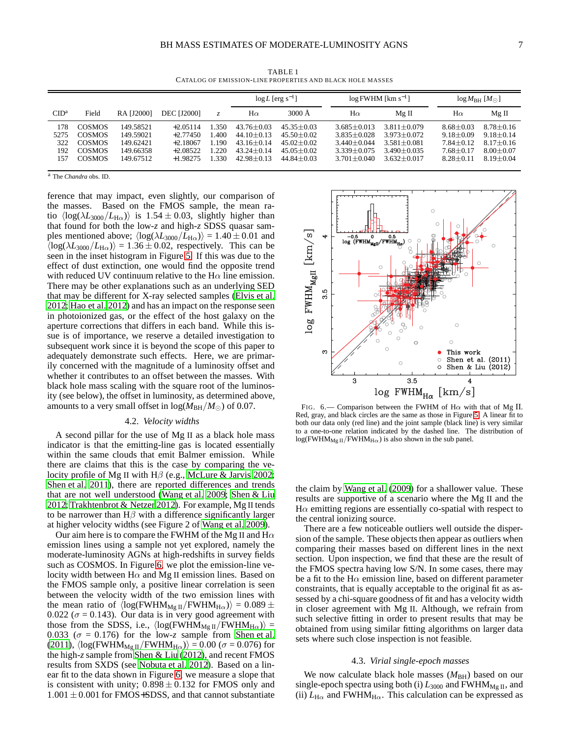TABLE 1
CATALOG OF EMISSION-LINE PROPERTIES AND BLACK HOLE MASSES

| CID[a] | Field | RA [J2000] | DEC [J2000] | $z$ | $\log L$ [erg s$^{-1}$] | | $\log$ FWHM [km s$^{-1}$] | | $\log M_{\rm BH}$ [$M_\odot$] | |
|---|---|---|---|---|---|---|---|---|---|---|
| | | | | | H$\alpha$ | 3000 Å | H$\alpha$ | Mg II | H$\alpha$ | Mg II |
| 178 | COSMOS | 149.58521 | +2.05114 | 1.350 | 43.76±0.03 | 45.35±0.03 | 3.685±0.013 | 3.811±0.079 | 8.68±0.03 | 8.78±0.16 |
| 5275 | COSMOS | 149.59021 | +2.77450 | 1.400 | 44.10±0.13 | 45.50±0.02 | 3.835±0.028 | 3.973±0.072 | 9.18±0.09 | 9.18±0.14 |
| 322 | COSMOS | 149.62421 | +2.18067 | 1.190 | 43.16±0.14 | 45.02±0.02 | 3.440±0.044 | 3.581±0.081 | 7.84±0.12 | 8.17±0.16 |
| 192 | COSMOS | 149.66358 | +2.08522 | 1.220 | 43.24±0.14 | 45.05±0.02 | 3.339±0.075 | 3.490±0.035 | 7.68±0.17 | 8.00±0.07 |
| 157 | COSMOS | 149.67512 | +1.98275 | 1.330 | 42.98±0.13 | 44.84±0.03 | 3.701±0.040 | 3.632±0.017 | 8.28±0.11 | 8.19±0.04 |

[a] The *Chandra* obs. ID.

ference that may impact, even slightly, our comparison of the masses. Based on the FMOS sample, the mean ratio $\langle\log(\lambda L_{3000}/L_{\rm H\alpha})\rangle$ is $1.54\pm0.03$, slightly higher than that found for both the low-$z$ and high-$z$ SDSS quasar samples mentioned above; $\langle\log(\lambda L_{3000}/L_{\rm H\alpha})\rangle = 1.40\pm0.01$ and $\langle\log(\lambda L_{3000}/L_{\rm H\alpha})\rangle = 1.36\pm0.02$, respectively. This can be seen in the inset histogram in Figure 5. If this was due to the effect of dust extinction, one would find the opposite trend with reduced UV continuum relative to the H$\alpha$ line emission. There may be other explanations such as an underlying SED that may be different for X-ray selected samples (Elvis et al. 2012; Hao et al. 2012) and has an impact on the response seen in photoionized gas, or the effect of the host galaxy on the aperture corrections that differs in each band. While this issue is of importance, we reserve a detailed investigation to subsequent work since it is beyond the scope of this paper to adequately demonstrate such effects. Here, we are primarily concerned with the magnitude of a luminosity offset and whether it contributes to an offset between the masses. With black hole mass scaling with the square root of the luminosity (see below), the offset in luminosity, as determined above, amounts to a very small offset in $\log(M_{\rm BH}/M_\odot)$ of 0.07.

### 4.2. *Velocity widths*

A second pillar for the use of Mg II as a black hole mass indicator is that the emitting-line gas is located essentially within the same clouds that emit Balmer emission. While there are claims that this is the case by comparing the velocity profile of Mg II with H$\beta$ (e.g., McLure & Jarvis 2002; Shen et al. 2011), there are reported differences and trends that are not well understood (Wang et al. 2009; Shen & Liu 2012; Trakhtenbrot & Netzer 2012). For example, Mg II tends to be narrower than H$\beta$ with a difference significantly larger at higher velocity widths (see Figure 2 of Wang et al. 2009).

Our aim here is to compare the FWHM of the Mg II and H$\alpha$ emission lines using a sample not yet explored, namely the moderate-luminosity AGNs at high-redshifts in survey fields such as COSMOS. In Figure 6, we plot the emission-line velocity width between H$\alpha$ and Mg II emission lines. Based on the FMOS sample only, a positive linear correlation is seen between the velocity width of the two emission lines with the mean ratio of $\langle\log({\rm FWHM_{Mg\,II}/FWHM_{H\alpha}})\rangle = 0.089\pm0.022$ ($\sigma = 0.143$). Our data is in very good agreement with those from the SDSS, i.e., $\langle\log({\rm FWHM_{Mg\,II}/FWHM_{H\alpha}})\rangle = 0.033$ ($\sigma = 0.176$) for the low-$z$ sample from Shen et al. (2011), $\langle\log({\rm FWHM_{Mg\,II}/FWHM_{H\alpha}})\rangle = 0.00$ ($\sigma = 0.076$) for the high-$z$ sample from Shen & Liu (2012), and recent FMOS results from SXDS (see Nobuta et al. 2012). Based on a linear fit to the data shown in Figure 6, we measure a slope that is consistent with unity; $0.898\pm0.132$ for FMOS only and $1.001\pm0.001$ for FMOS+SDSS, and that cannot substantiate the claim by Wang et al. (2009) for a shallower value. These results are supportive of a scenario where the Mg II and the H$\alpha$ emitting regions are essentially co-spatial with respect to the central ionizing source.

FIG. 6.— Comparison between the FWHM of H$\alpha$ with that of Mg II. Red, gray, and black circles are the same as those in Figure 5. A linear fit to both our data only (red line) and the joint sample (black line) is very similar to a one-to-one relation indicated by the dashed line. The distribution of $\log({\rm FWHM_{Mg\,II}/FWHM_{H\alpha}})$ is also shown in the sub panel.

There are a few noticeable outliers well outside the dispersion of the sample. These objects then appear as outliers when comparing their masses based on different lines in the next section. Upon inspection, we find that these are the result of the FMOS spectra having low S/N. In some cases, there may be a fit to the H$\alpha$ emission line, based on different parameter constraints, that is equally acceptable to the original fit as assessed by a chi-square goodness of fit and has a velocity width in closer agreement with Mg II. Although, we refrain from such selective fitting in order to present results that may be obtained from using similar fitting algorithms on larger data sets where such close inspection is not feasible.

### 4.3. *Virial single-epoch masses*

We now calculate black hole masses ($M_{\rm BH}$) based on our single-epoch spectra using both (i) $L_{3000}$ and ${\rm FWHM_{Mg\,II}}$, and (ii) $L_{\rm H\alpha}$ and ${\rm FWHM_{H\alpha}}$. This calculation can be expressed as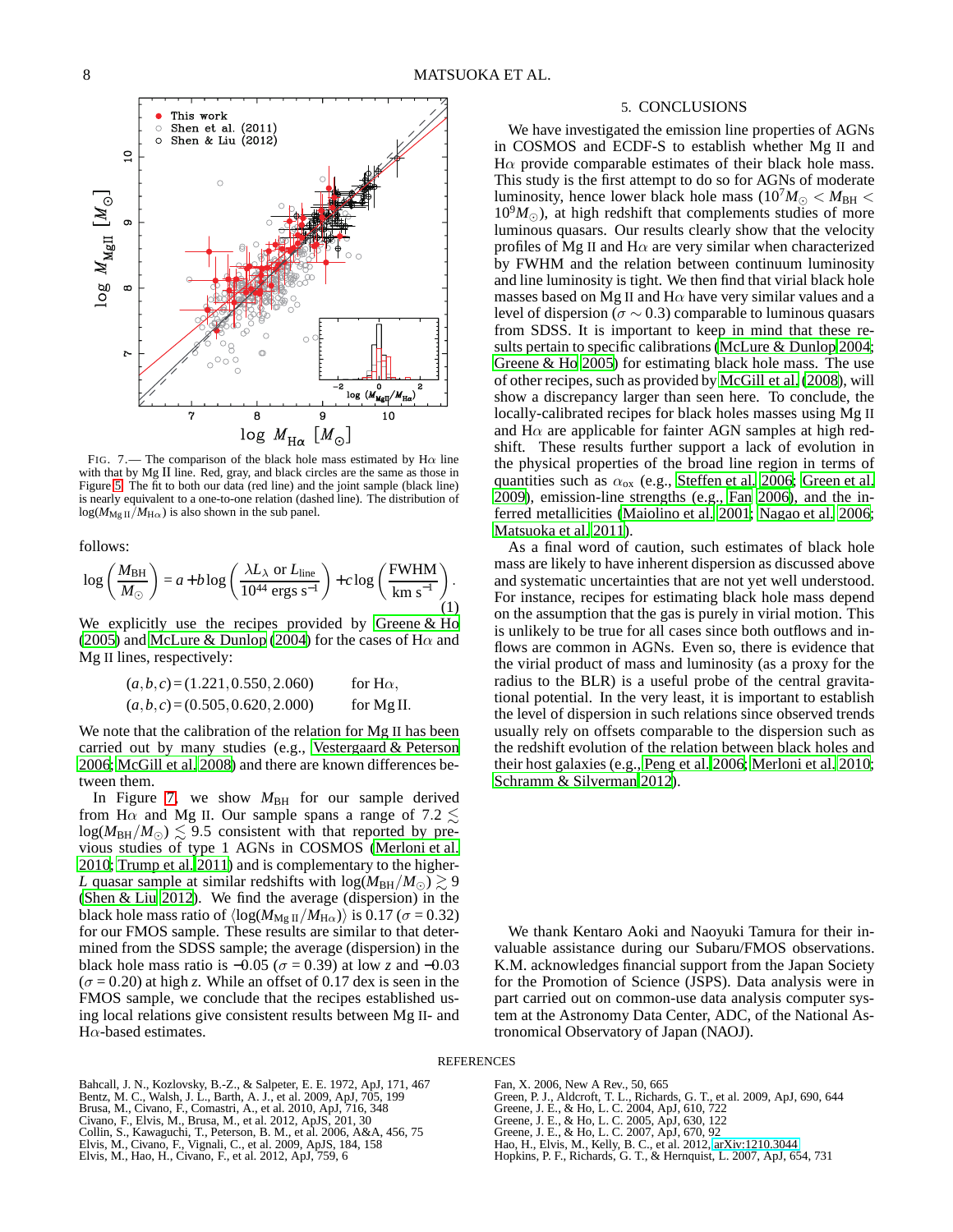FIG. 7.— The comparison of the black hole mass estimated by Hα line with that by Mg II line. Red, gray, and black circles are the same as those in Figure 5. The fit to both our data (red line) and the joint sample (black line) is nearly equivalent to a one-to-one relation (dashed line). The distribution of $\log(M_{\rm Mg\,II}/M_{\rm H\alpha})$ is also shown in the sub panel.

follows:

$$\log\left(\frac{M_{\rm BH}}{M_\odot}\right) = a + b\log\left(\frac{\lambda L_\lambda \text{ or } L_{\rm line}}{10^{44}\text{ ergs s}^{-1}}\right) + c\log\left(\frac{\rm FWHM}{\rm km\ s^{-1}}\right). \quad (1)$$

We explicitly use the recipes provided by Greene & Ho (2005) and McLure & Dunlop (2004) for the cases of Hα and Mg II lines, respectively:

$$(a,b,c) = (1.221, 0.550, 2.060) \qquad \text{for H}\alpha,$$
$$(a,b,c) = (0.505, 0.620, 2.000) \qquad \text{for Mg II}.$$

We note that the calibration of the relation for Mg II has been carried out by many studies (e.g., Vestergaard & Peterson 2006; McGill et al. 2008) and there are known differences between them.

In Figure 7, we show $M_{\rm BH}$ for our sample derived from Hα and Mg II. Our sample spans a range of $7.2 \lesssim \log(M_{\rm BH}/M_\odot) \lesssim 9.5$ consistent with that reported by previous studies of type 1 AGNs in COSMOS (Merloni et al. 2010; Trump et al. 2011) and is complementary to the higher-$L$ quasar sample at similar redshifts with $\log(M_{\rm BH}/M_\odot) \gtrsim 9$ (Shen & Liu 2012). We find the average (dispersion) in the black hole mass ratio of $\langle\log(M_{\rm Mg\,II}/M_{\rm H\alpha})\rangle$ is 0.17 ($\sigma = 0.32$) for our FMOS sample. These results are similar to that determined from the SDSS sample; the average (dispersion) in the black hole mass ratio is $-0.05$ ($\sigma = 0.39$) at low $z$ and $-0.03$ ($\sigma = 0.20$) at high $z$. While an offset of 0.17 dex is seen in the FMOS sample, we conclude that the recipes established using local relations give consistent results between Mg II- and Hα-based estimates.

## 5. CONCLUSIONS

We have investigated the emission line properties of AGNs in COSMOS and ECDF-S to establish whether Mg II and Hα provide comparable estimates of their black hole mass. This study is the first attempt to do so for AGNs of moderate luminosity, hence lower black hole mass ($10^7 M_\odot < M_{\rm BH} < 10^9 M_\odot$), at high redshift that complements studies of more luminous quasars. Our results clearly show that the velocity profiles of Mg II and Hα are very similar when characterized by FWHM and the relation between continuum luminosity and line luminosity is tight. We then find that virial black hole masses based on Mg II and Hα have very similar values and a level of dispersion ($\sigma \sim 0.3$) comparable to luminous quasars from SDSS. It is important to keep in mind that these results pertain to specific calibrations (McLure & Dunlop 2004; Greene & Ho 2005) for estimating black hole mass. The use of other recipes, such as provided by McGill et al. (2008), will show a discrepancy larger than seen here. To conclude, the locally-calibrated recipes for black holes masses using Mg II and Hα are applicable for fainter AGN samples at high redshift. These results further support a lack of evolution in the physical properties of the broad line region in terms of quantities such as $\alpha_{\rm ox}$ (e.g., Steffen et al. 2006; Green et al. 2009), emission-line strengths (e.g., Fan 2006), and the inferred metallicities (Maiolino et al. 2001; Nagao et al. 2006; Matsuoka et al. 2011).

As a final word of caution, such estimates of black hole mass are likely to have inherent dispersion as discussed above and systematic uncertainties that are not yet well understood. For instance, recipes for estimating black hole mass depend on the assumption that the gas is purely in virial motion. This is unlikely to be true for all cases since both outflows and inflows are common in AGNs. Even so, there is evidence that the virial product of mass and luminosity (as a proxy for the radius to the BLR) is a useful probe of the central gravitational potential. In the very least, it is important to establish the level of dispersion in such relations since observed trends usually rely on offsets comparable to the dispersion such as the redshift evolution of the relation between black holes and their host galaxies (e.g., Peng et al. 2006; Merloni et al. 2010; Schramm & Silverman 2012).

We thank Kentaro Aoki and Naoyuki Tamura for their invaluable assistance during our Subaru/FMOS observations. K.M. acknowledges financial support from the Japan Society for the Promotion of Science (JSPS). Data analysis were in part carried out on common-use data analysis computer system at the Astronomy Data Center, ADC, of the National Astronomical Observatory of Japan (NAOJ).

## REFERENCES

Bahcall, J. N., Kozlovsky, B.-Z., & Salpeter, E. E. 1972, ApJ, 171, 467
Bentz, M. C., Walsh, J. L., Barth, A. J., et al. 2009, ApJ, 705, 199
Brusa, M., Civano, F., Comastri, A., et al. 2010, ApJ, 716, 348
Civano, F., Elvis, M., Brusa, M., et al. 2012, ApJS, 201, 30
Collin, S., Kawaguchi, T., Peterson, B. M., et al. 2006, A&A, 456, 75
Elvis, M., Civano, F., Vignali, C., et al. 2009, ApJS, 184, 158
Elvis, M., Hao, H., Civano, F., et al. 2012, ApJ, 759, 6
Fan, X. 2006, New A Rev., 50, 665
Green, P. J., Aldcroft, T. L., Richards, G. T., et al. 2009, ApJ, 690, 644
Greene, J. E., & Ho, L. C. 2004, ApJ, 610, 722
Greene, J. E., & Ho, L. C. 2005, ApJ, 630, 122
Greene, J. E., & Ho, L. C. 2007, ApJ, 670, 92
Hao, H., Elvis, M., Kelly, B. C., et al. 2012, arXiv:1210.3044
Hopkins, P. F., Richards, G. T., & Hernquist, L. 2007, ApJ, 654, 731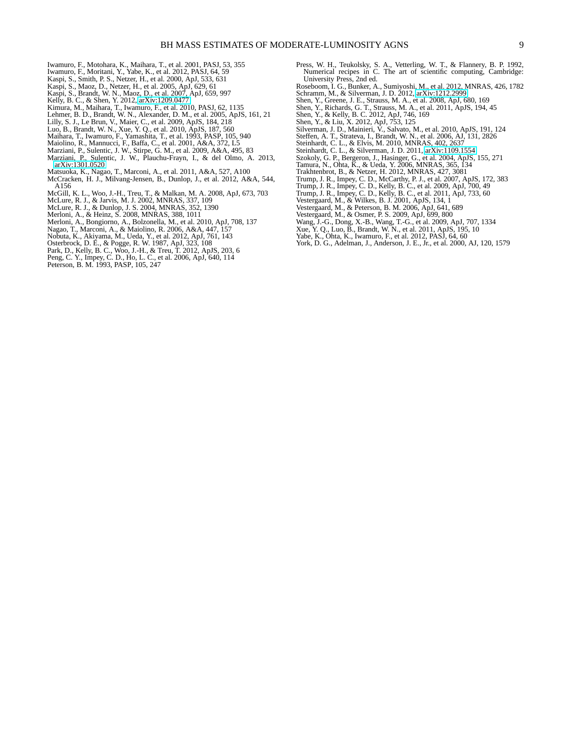Iwamuro, F., Motohara, K., Maihara, T., et al. 2001, PASJ, 53, 355
Iwamuro, F., Moritani, Y., Yabe, K., et al. 2012, PASJ, 64, 59
Kaspi, S., Smith, P. S., Netzer, H., et al. 2000, ApJ, 533, 631
Kaspi, S., Maoz, D., Netzer, H., et al. 2005, ApJ, 629, 61
Kaspi, S., Brandt, W. N., Maoz, D., et al. 2007, ApJ, 659, 997
Kelly, B. C., & Shen, Y. 2012, arXiv:1209.0477
Kimura, M., Maihara, T., Iwamuro, F., et al. 2010, PASJ, 62, 1135
Lehmer, B. D., Brandt, W. N., Alexander, D. M., et al. 2005, ApJS, 161, 21
Lilly, S. J., Le Brun, V., Maier, C., et al. 2009, ApJS, 184, 218
Luo, B., Brandt, W. N., Xue, Y. Q., et al. 2010, ApJS, 187, 560
Maihara, T., Iwamuro, F., Yamashita, T., et al. 1993, PASP, 105, 940
Maiolino, R., Mannucci, F., Baffa, C., et al. 2001, A&A, 372, L5
Marziani, P., Sulentic, J. W., Stirpe, G. M., et al. 2009, A&A, 495, 83
Marziani, P., Sulentic, J. W., Plauchu-Frayn, I., & del Olmo, A. 2013, arXiv:1301.0520
Matsuoka, K., Nagao, T., Marconi, A., et al. 2011, A&A, 527, A100
McCracken, H. J., Milvang-Jensen, B., Dunlop, J., et al. 2012, A&A, 544, A156
McGill, K. L., Woo, J.-H., Treu, T., & Malkan, M. A. 2008, ApJ, 673, 703
McLure, R. J., & Jarvis, M. J. 2002, MNRAS, 337, 109
McLure, R. J., & Dunlop, J. S. 2004, MNRAS, 352, 1390
Merloni, A., & Heinz, S. 2008, MNRAS, 388, 1011
Merloni, A., Bongiorno, A., Bolzonella, M., et al. 2010, ApJ, 708, 137
Nagao, T., Marconi, A., & Maiolino, R. 2006, A&A, 447, 157
Nobuta, K., Akiyama, M., Ueda, Y., et al. 2012, ApJ, 761, 143
Osterbrock, D. E., & Pogge, R. W. 1987, ApJ, 323, 108
Park, D., Kelly, B. C., Woo, J.-H., & Treu, T. 2012, ApJS, 203, 6
Peng, C. Y., Impey, C. D., Ho, L. C., et al. 2006, ApJ, 640, 114
Peterson, B. M. 1993, PASP, 105, 247
Press, W. H., Teukolsky, S. A., Vetterling, W. T., & Flannery, B. P. 1992, Numerical recipes in C. The art of scientific computing, Cambridge: University Press, 2nd ed.
Roseboom, I. G., Bunker, A., Sumiyoshi, M., et al. 2012, MNRAS, 426, 1782
Schramm, M., & Silverman, J. D. 2012, arXiv:1212.2999
Shen, Y., Greene, J. E., Strauss, M. A., et al. 2008, ApJ, 680, 169
Shen, Y., Richards, G. T., Strauss, M. A., et al. 2011, ApJS, 194, 45
Shen, Y., & Kelly, B. C. 2012, ApJ, 746, 169
Shen, Y., & Liu, X. 2012, ApJ, 753, 125
Silverman, J. D., Mainieri, V., Salvato, M., et al. 2010, ApJS, 191, 124
Steffen, A. T., Strateva, I., Brandt, W. N., et al. 2006, AJ, 131, 2826
Steinhardt, C. L., & Elvis, M. 2010, MNRAS, 402, 2637
Steinhardt, C. L., & Silverman, J. D. 2011, arXiv:1109.1554
Szokoly, G. P., Bergeron, J., Hasinger, G., et al. 2004, ApJS, 155, 271
Tamura, N., Ohta, K., & Ueda, Y. 2006, MNRAS, 365, 134
Trakhtenbrot, B., & Netzer, H. 2012, MNRAS, 427, 3081
Trump, J. R., Impey, C. D., McCarthy, P. J., et al. 2007, ApJS, 172, 383
Trump, J. R., Impey, C. D., Kelly, B. C., et al. 2009, ApJ, 700, 49
Trump, J. R., Impey, C. D., Kelly, B. C., et al. 2011, ApJ, 733, 60
Vestergaard, M., & Wilkes, B. J. 2001, ApJS, 134, 1
Vestergaard, M., & Peterson, B. M. 2006, ApJ, 641, 689
Vestergaard, M., & Osmer, P. S. 2009, ApJ, 699, 800
Wang, J.-G., Dong, X.-B., Wang, T.-G., et al. 2009, ApJ, 707, 1334
Xue, Y. Q., Luo, B., Brandt, W. N., et al. 2011, ApJS, 195, 10
Yabe, K., Ohta, K., Iwamuro, F., et al. 2012, PASJ, 64, 60
York, D. G., Adelman, J., Anderson, J. E., Jr., et al. 2000, AJ, 120, 1579